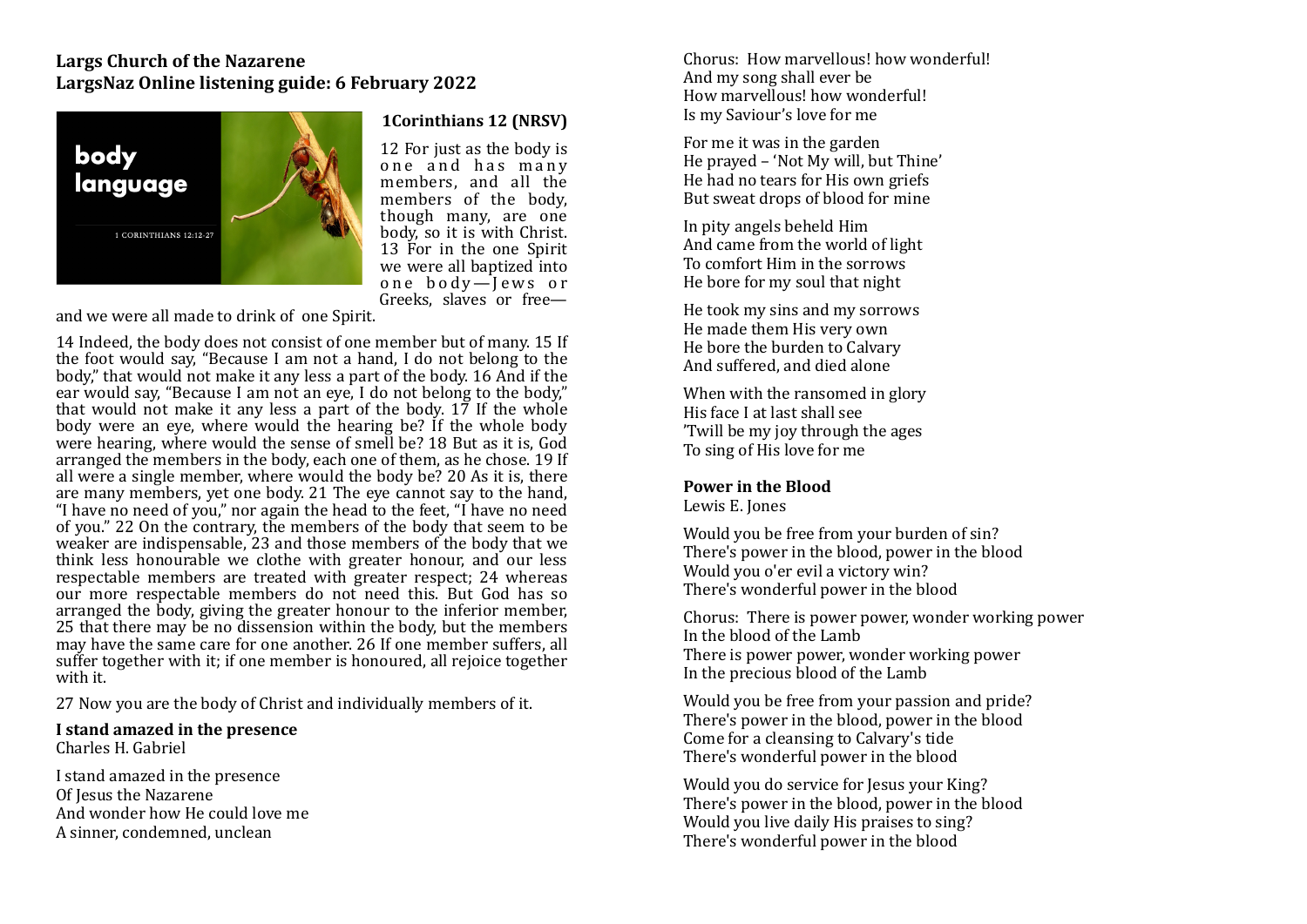**Largs Church of the Nazarene**
**LargsNaz Online listening guide: 6 February 2022**

body language

1 CORINTHIANS 12:12-27

### 1Corinthians 12 (NRSV)

12 For just as the body is one and has many members, and all the members of the body, though many, are one body, so it is with Christ. 13 For in the one Spirit we were all baptized into one body—Jews or Greeks, slaves or free—and we were all made to drink of one Spirit.

14 Indeed, the body does not consist of one member but of many. 15 If the foot would say, "Because I am not a hand, I do not belong to the body," that would not make it any less a part of the body. 16 And if the ear would say, "Because I am not an eye, I do not belong to the body," that would not make it any less a part of the body. 17 If the whole body were an eye, where would the hearing be? If the whole body were hearing, where would the sense of smell be? 18 But as it is, God arranged the members in the body, each one of them, as he chose. 19 If all were a single member, where would the body be? 20 As it is, there are many members, yet one body. 21 The eye cannot say to the hand, "I have no need of you," nor again the head to the feet, "I have no need of you." 22 On the contrary, the members of the body that seem to be weaker are indispensable, 23 and those members of the body that we think less honourable we clothe with greater honour, and our less respectable members are treated with greater respect; 24 whereas our more respectable members do not need this. But God has so arranged the body, giving the greater honour to the inferior member, 25 that there may be no dissension within the body, but the members may have the same care for one another. 26 If one member suffers, all suffer together with it; if one member is honoured, all rejoice together with it.

27 Now you are the body of Christ and individually members of it.

**I stand amazed in the presence**
Charles H. Gabriel

I stand amazed in the presence
Of Jesus the Nazarene
And wonder how He could love me
A sinner, condemned, unclean

Chorus: How marvellous! how wonderful!
And my song shall ever be
How marvellous! how wonderful!
Is my Saviour's love for me

For me it was in the garden
He prayed – 'Not My will, but Thine'
He had no tears for His own griefs
But sweat drops of blood for mine

In pity angels beheld Him
And came from the world of light
To comfort Him in the sorrows
He bore for my soul that night

He took my sins and my sorrows
He made them His very own
He bore the burden to Calvary
And suffered, and died alone

When with the ransomed in glory
His face I at last shall see
'Twill be my joy through the ages
To sing of His love for me

**Power in the Blood**
Lewis E. Jones

Would you be free from your burden of sin?
There's power in the blood, power in the blood
Would you o'er evil a victory win?
There's wonderful power in the blood

Chorus: There is power power, wonder working power
In the blood of the Lamb
There is power power, wonder working power
In the precious blood of the Lamb

Would you be free from your passion and pride?
There's power in the blood, power in the blood
Come for a cleansing to Calvary's tide
There's wonderful power in the blood

Would you do service for Jesus your King?
There's power in the blood, power in the blood
Would you live daily His praises to sing?
There's wonderful power in the blood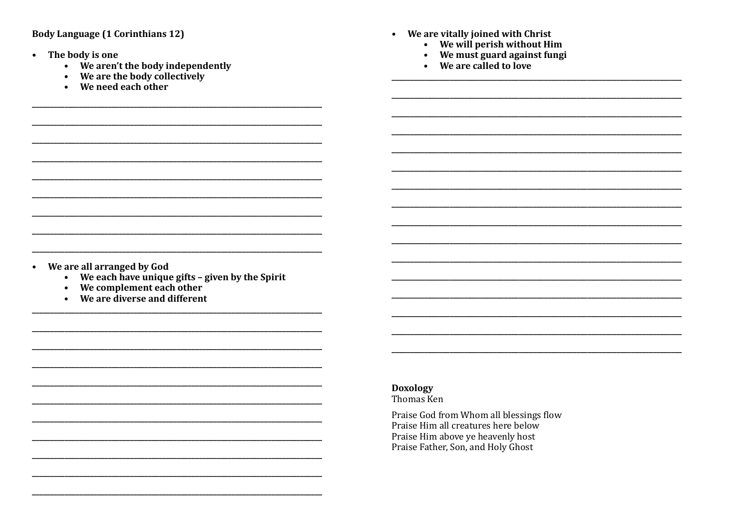**Body Language (1 Corinthians 12)**

- **The body is one**
  - **We aren't the body independently**
  - **We are the body collectively**
  - **We need each other**

______________________________________________________________________________

______________________________________________________________________________

______________________________________________________________________________

______________________________________________________________________________

______________________________________________________________________________

______________________________________________________________________________

______________________________________________________________________________

______________________________________________________________________________

______________________________________________________________________________

- **We are all arranged by God**
  - **We each have unique gifts – given by the Spirit**
  - **We complement each other**
  - **We are diverse and different**

______________________________________________________________________________

______________________________________________________________________________

______________________________________________________________________________

______________________________________________________________________________

______________________________________________________________________________

______________________________________________________________________________

______________________________________________________________________________

______________________________________________________________________________

______________________________________________________________________________

______________________________________________________________________________

______________________________________________________________________________

- **We are vitally joined with Christ**
  - **We will perish without Him**
  - **We must guard against fungi**
  - **We are called to love**

______________________________________________________________________________

______________________________________________________________________________

______________________________________________________________________________

______________________________________________________________________________

______________________________________________________________________________

______________________________________________________________________________

______________________________________________________________________________

______________________________________________________________________________

______________________________________________________________________________

______________________________________________________________________________

______________________________________________________________________________

______________________________________________________________________________

______________________________________________________________________________

______________________________________________________________________________

______________________________________________________________________________

______________________________________________________________________________

**Doxology**
Thomas Ken

Praise God from Whom all blessings flow
Praise Him all creatures here below
Praise Him above ye heavenly host
Praise Father, Son, and Holy Ghost